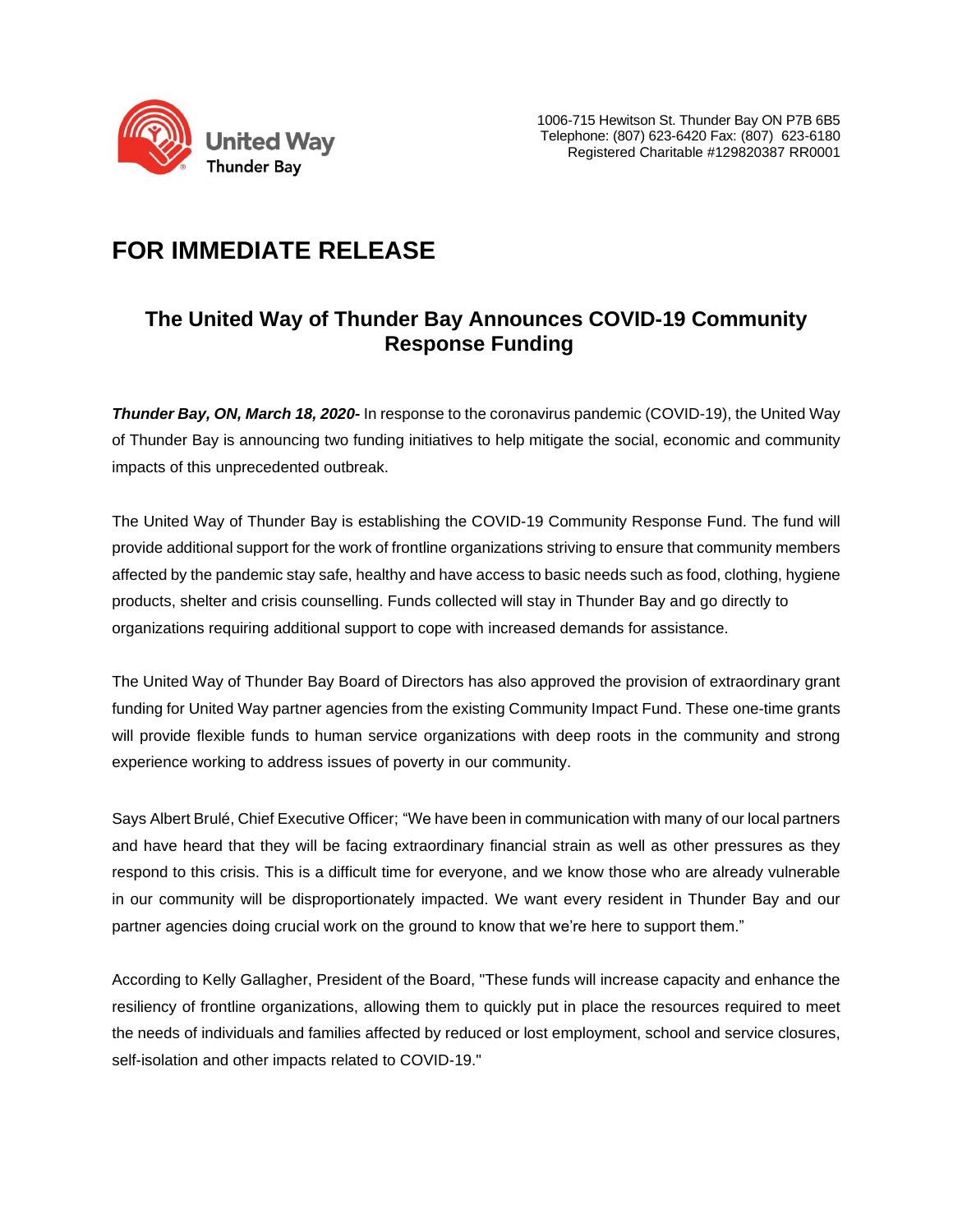United Way Thunder Bay

1006-715 Hewitson St. Thunder Bay ON P7B 6B5
Telephone: (807) 623-6420 Fax: (807) 623-6180
Registered Charitable #129820387 RR0001

# FOR IMMEDIATE RELEASE

## The United Way of Thunder Bay Announces COVID-19 Community Response Funding

***Thunder Bay, ON, March 18, 2020-*** In response to the coronavirus pandemic (COVID-19), the United Way of Thunder Bay is announcing two funding initiatives to help mitigate the social, economic and community impacts of this unprecedented outbreak.

The United Way of Thunder Bay is establishing the COVID-19 Community Response Fund. The fund will provide additional support for the work of frontline organizations striving to ensure that community members affected by the pandemic stay safe, healthy and have access to basic needs such as food, clothing, hygiene products, shelter and crisis counselling. Funds collected will stay in Thunder Bay and go directly to organizations requiring additional support to cope with increased demands for assistance.

The United Way of Thunder Bay Board of Directors has also approved the provision of extraordinary grant funding for United Way partner agencies from the existing Community Impact Fund. These one-time grants will provide flexible funds to human service organizations with deep roots in the community and strong experience working to address issues of poverty in our community.

Says Albert Brulé, Chief Executive Officer; "We have been in communication with many of our local partners and have heard that they will be facing extraordinary financial strain as well as other pressures as they respond to this crisis. This is a difficult time for everyone, and we know those who are already vulnerable in our community will be disproportionately impacted. We want every resident in Thunder Bay and our partner agencies doing crucial work on the ground to know that we're here to support them."

According to Kelly Gallagher, President of the Board, "These funds will increase capacity and enhance the resiliency of frontline organizations, allowing them to quickly put in place the resources required to meet the needs of individuals and families affected by reduced or lost employment, school and service closures, self-isolation and other impacts related to COVID-19."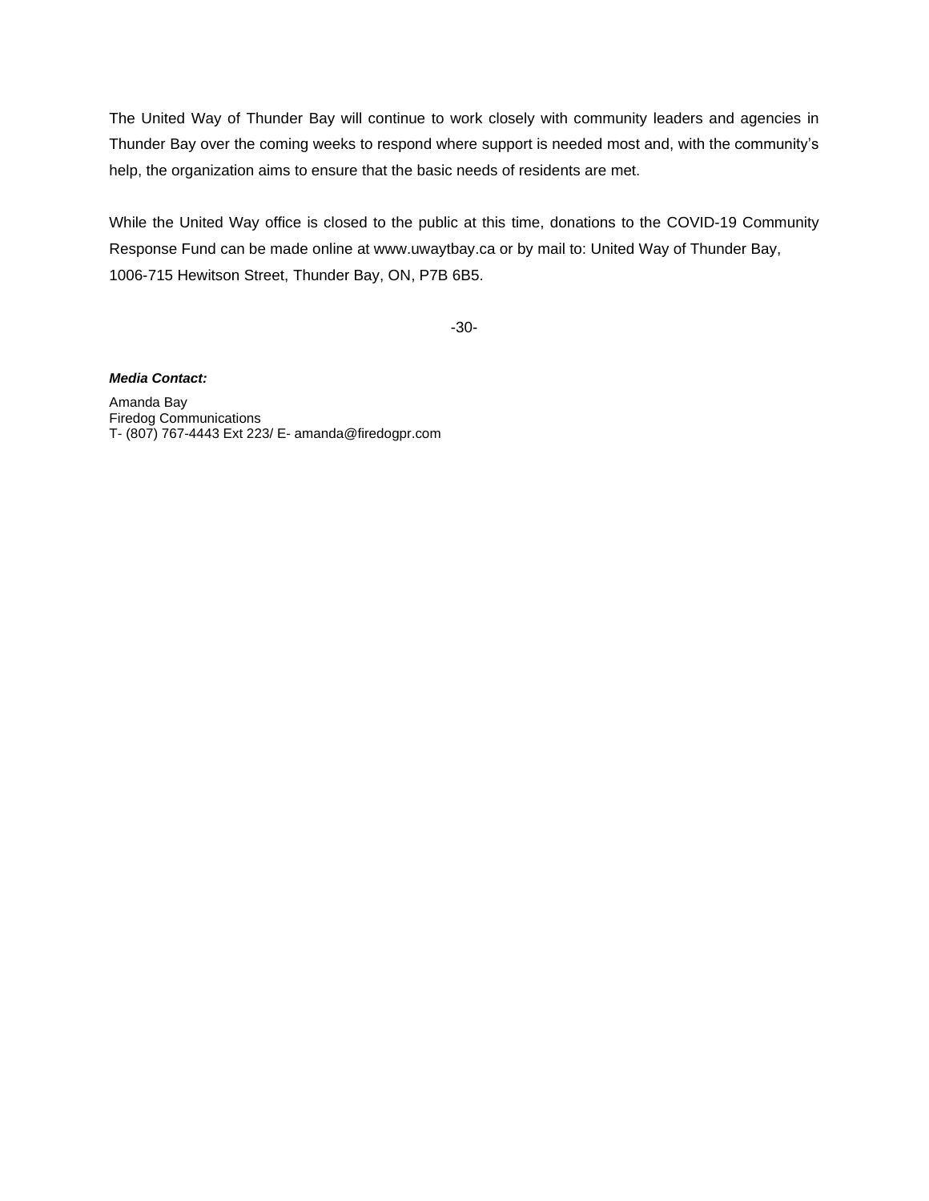The United Way of Thunder Bay will continue to work closely with community leaders and agencies in Thunder Bay over the coming weeks to respond where support is needed most and, with the community's help, the organization aims to ensure that the basic needs of residents are met.

While the United Way office is closed to the public at this time, donations to the COVID-19 Community Response Fund can be made online at www.uwaytbay.ca or by mail to: United Way of Thunder Bay, 1006-715 Hewitson Street, Thunder Bay, ON, P7B 6B5.

-30-

***Media Contact:***

Amanda Bay
Firedog Communications
T- (807) 767-4443 Ext 223/ E- amanda@firedogpr.com